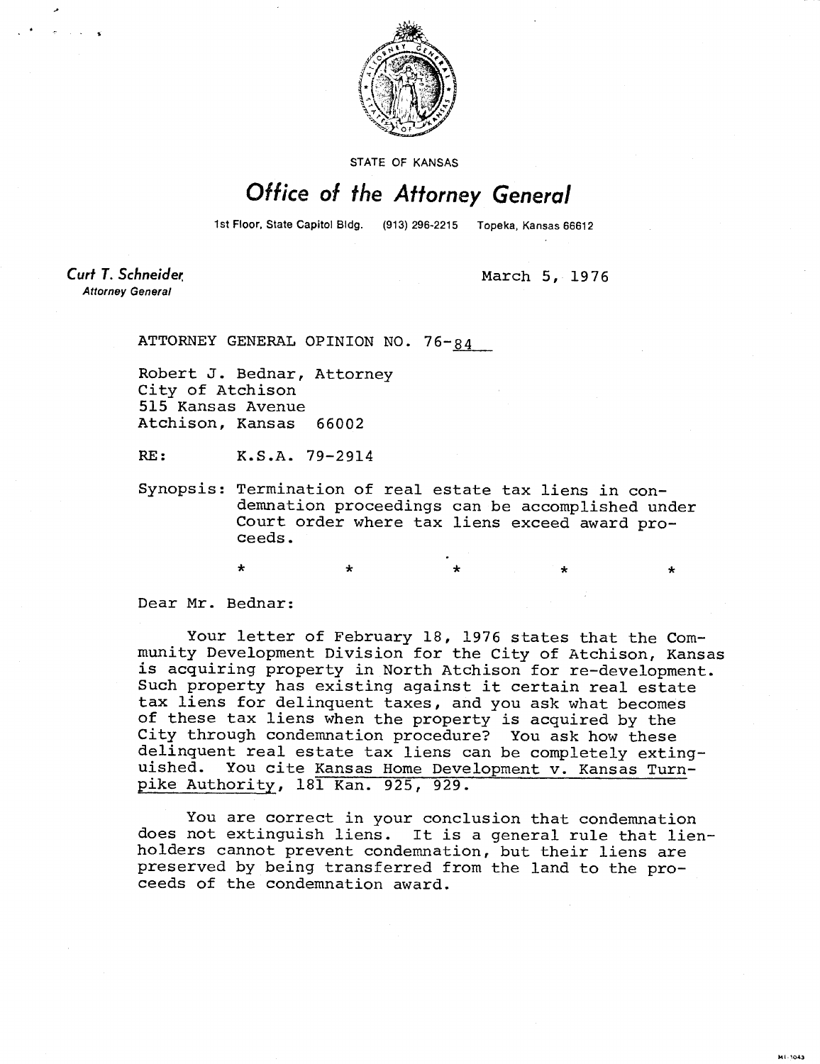STATE OF KANSAS

# Office of the Attorney General

1st Floor, State Capitol Bldg. (913) 296-2215 Topeka, Kansas 66612

**Curt T. Schneider**
*Attorney General*

March 5, 1976

ATTORNEY GENERAL OPINION NO. 76-84

Robert J. Bednar, Attorney
City of Atchison
515 Kansas Avenue
Atchison, Kansas 66002

RE: K.S.A. 79-2914

Synopsis: Termination of real estate tax liens in condemnation proceedings can be accomplished under Court order where tax liens exceed award proceeds.

\* \* \* \* \*

Dear Mr. Bednar:

Your letter of February 18, 1976 states that the Community Development Division for the City of Atchison, Kansas is acquiring property in North Atchison for re-development. Such property has existing against it certain real estate tax liens for delinquent taxes, and you ask what becomes of these tax liens when the property is acquired by the City through condemnation procedure? You ask how these delinquent real estate tax liens can be completely extinguished. You cite Kansas Home Development v. Kansas Turnpike Authority, 181 Kan. 925, 929.

You are correct in your conclusion that condemnation does not extinguish liens. It is a general rule that lienholders cannot prevent condemnation, but their liens are preserved by being transferred from the land to the proceeds of the condemnation award.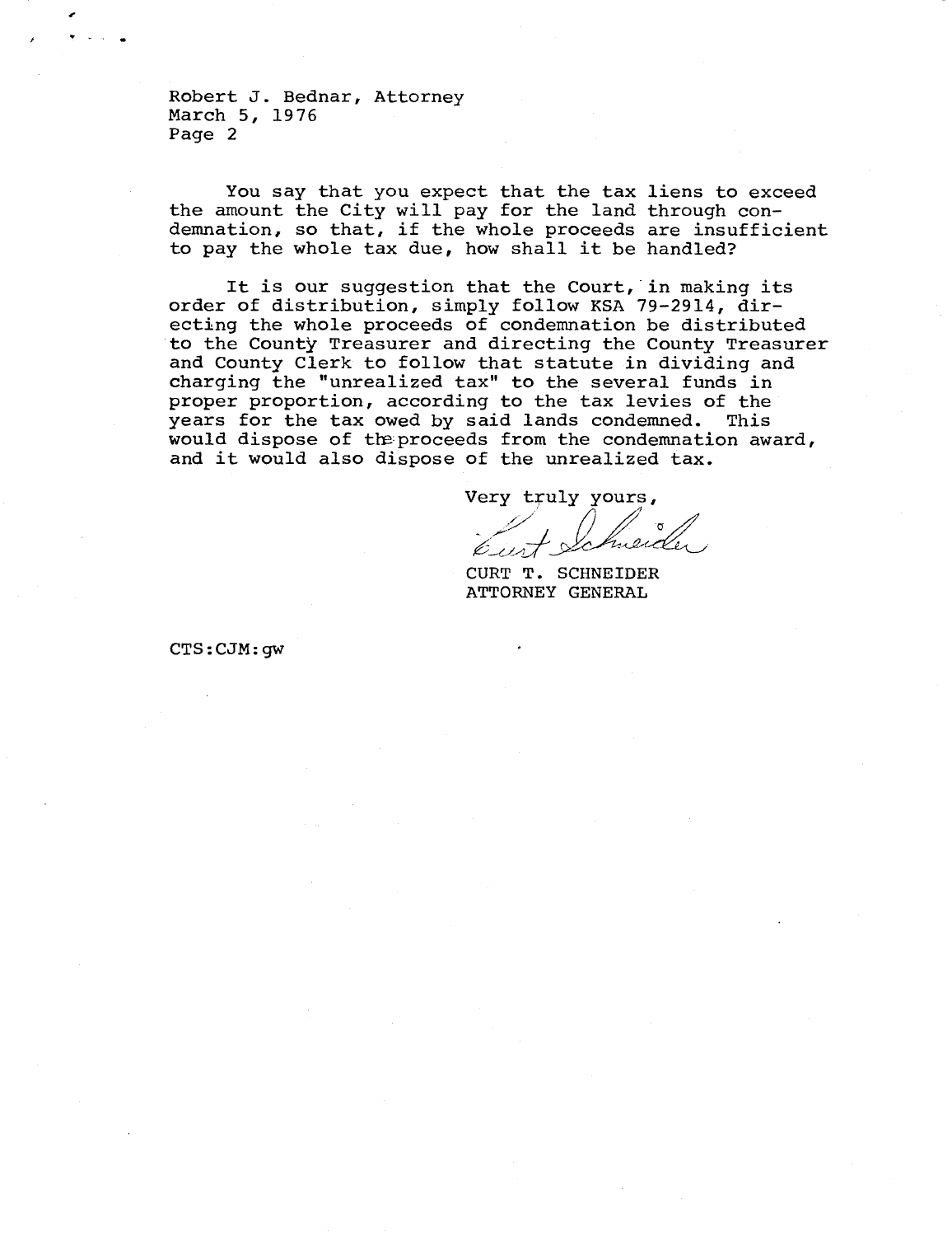Robert J. Bednar, Attorney
March 5, 1976
Page 2

You say that you expect that the tax liens to exceed the amount the City will pay for the land through condemnation, so that, if the whole proceeds are insufficient to pay the whole tax due, how shall it be handled?

It is our suggestion that the Court, in making its order of distribution, simply follow KSA 79-2914, directing the whole proceeds of condemnation be distributed to the County Treasurer and directing the County Treasurer and County Clerk to follow that statute in dividing and charging the "unrealized tax" to the several funds in proper proportion, according to the tax levies of the years for the tax owed by said lands condemned. This would dispose of the proceeds from the condemnation award, and it would also dispose of the unrealized tax.

Very truly yours,

CURT T. SCHNEIDER
ATTORNEY GENERAL

CTS:CJM:gw